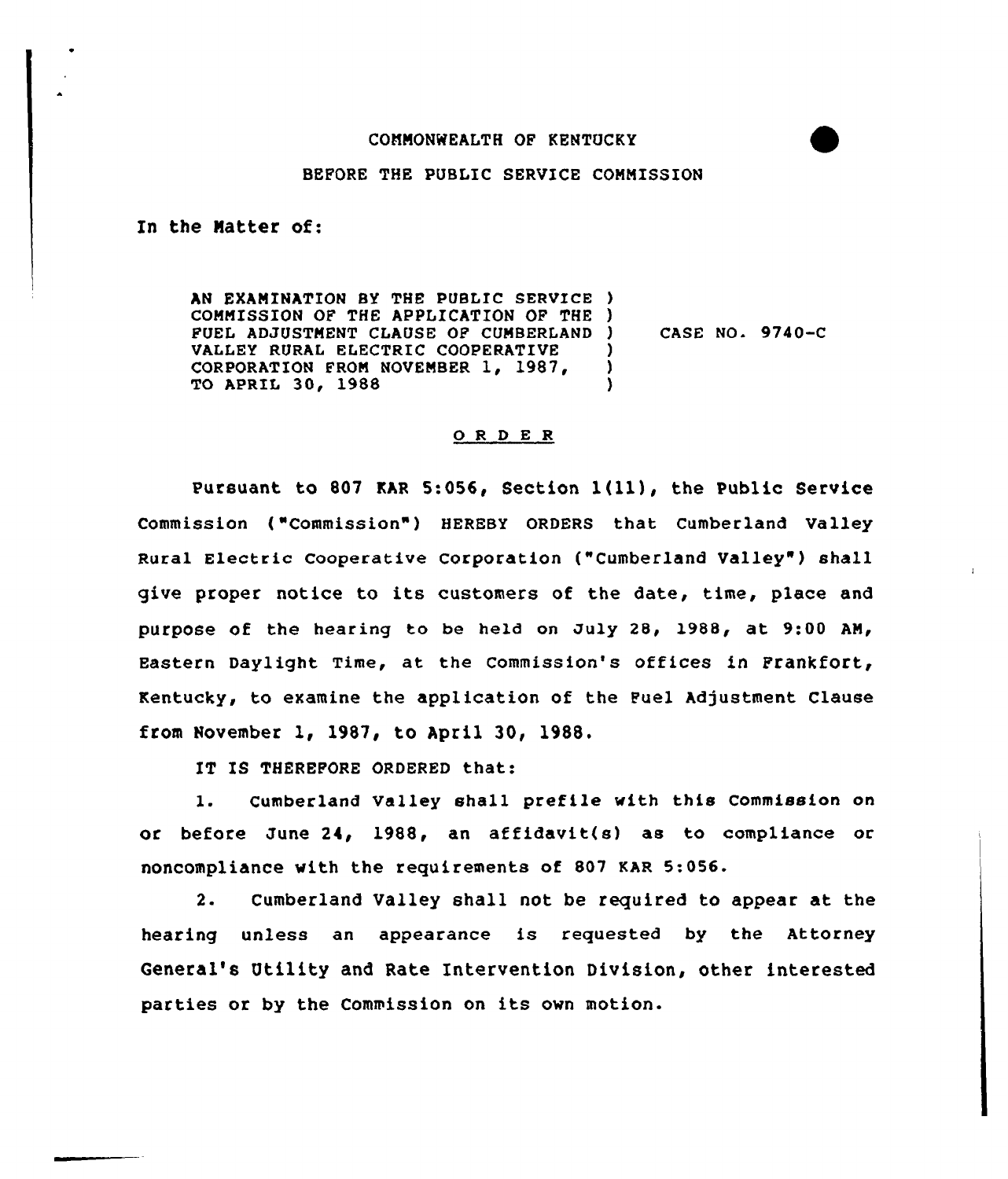COMMONWEALTH OF KENTUCKY

BEFORE THE PUBLIC SERVICE COMMISSION

In the Matter of:

AN EXAMINATION BY THE PUBLIC SERVICE COMMISSION OF THE APPLICATION OF THE FUEL ADJUSTMENT CLAUSE OF CUMBERLAND VALLEY RURAL ELECTRIC COOPERATIVE CORPORATION FROM NOVEMBER 1, 1987, TO APRIL 30, 1988 ) CASE NO. 9740-C

O R D E R

Pursuant to 807 KAR 5:056, Section 1(11), the Public Service Commission ("Commission") HEREBY ORDERS that Cumberland Valley Rural Electric Cooperative Corporation ("Cumberland Valley") shall give proper notice to its customers of the date, time, place and purpose of the hearing to be held on July 28, 1988, at 9:00 AM, Eastern Daylight Time, at the Commission's offices in Frankfort, Kentucky, to examine the application of the Fuel Adjustment Clause from November 1, 1987, to April 30, 1988.

IT IS THEREFORE ORDERED that:

1. Cumberland Valley shall prefile with this Commission on or before June 24, 1988, an affidavit(s) as to compliance or noncompliance with the requirements of 807 KAR 5:056.

2. Cumberland Valley shall not be required to appear at the hearing unless an appearance is requested by the Attorney General's Utility and Rate Intervention Division, other interested parties or by the Commission on its own motion.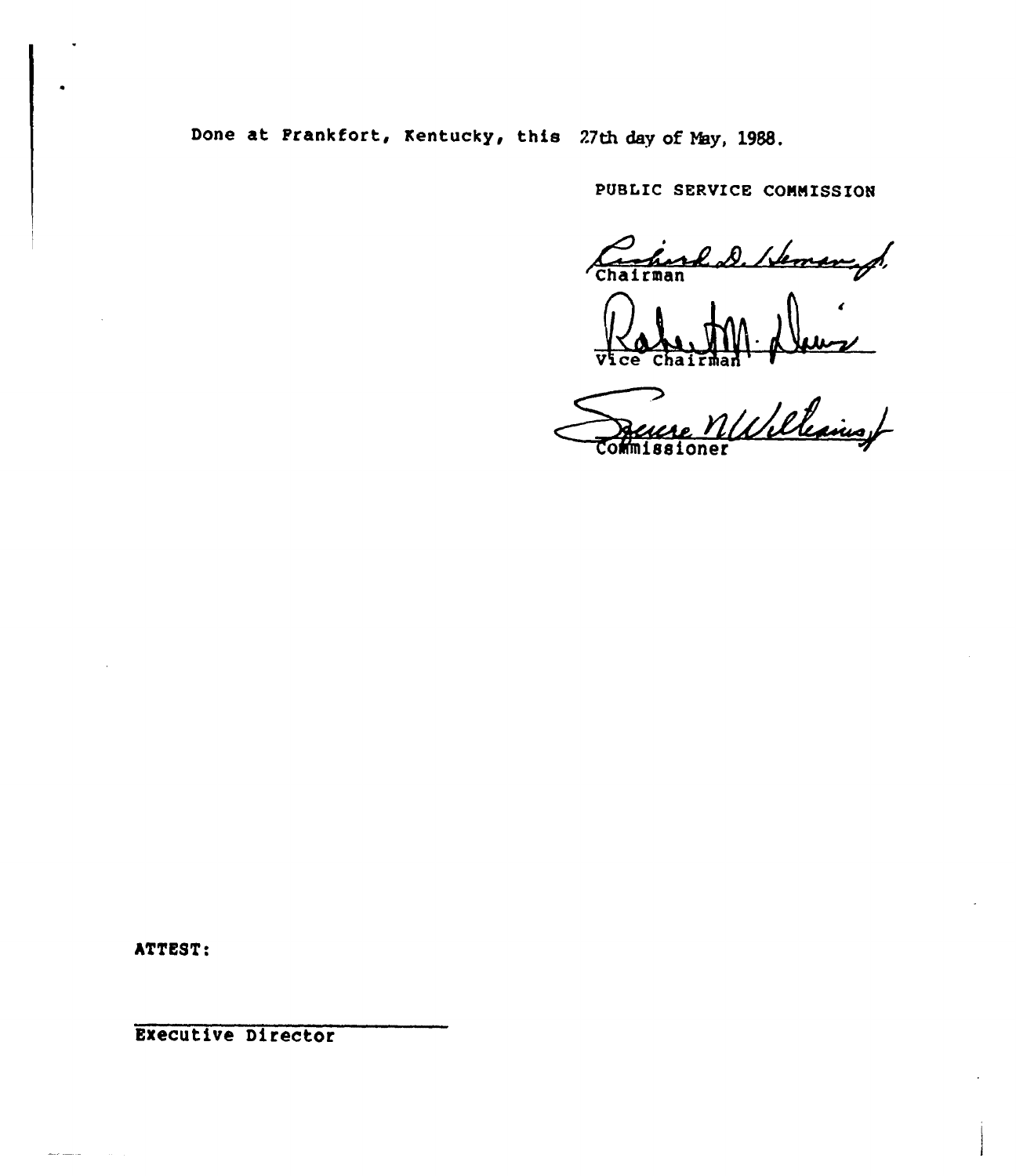Done at Frankfort, Kentucky, this 27th day of May, 1988.

PUBLIC SERVICE COMMISSION

Chairman

Vice Chairman

Commissioner

ATTEST:

Executive Director